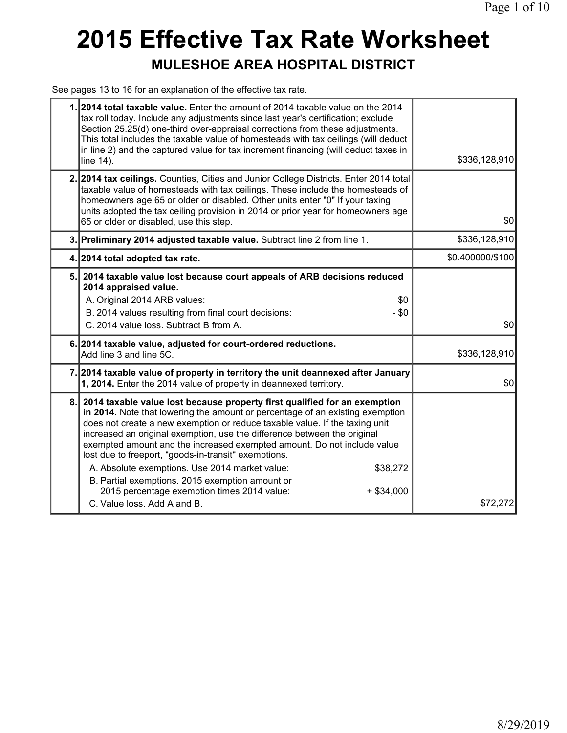# 2015 Effective Tax Rate Worksheet

## MULESHOE AREA HOSPITAL DISTRICT

See pages 13 to 16 for an explanation of the effective tax rate.

| Line | Description | Amount |
|---|---|---|
| 1. | **2014 total taxable value.** Enter the amount of 2014 taxable value on the 2014 tax roll today. Include any adjustments since last year's certification; exclude Section 25.25(d) one-third over-appraisal corrections from these adjustments. This total includes the taxable value of homesteads with tax ceilings (will deduct in line 2) and the captured value for tax increment financing (will deduct taxes in line 14). | $336,128,910 |
| 2. | **2014 tax ceilings.** Counties, Cities and Junior College Districts. Enter 2014 total taxable value of homesteads with tax ceilings. These include the homesteads of homeowners age 65 or older or disabled. Other units enter "0" If your taxing units adopted the tax ceiling provision in 2014 or prior year for homeowners age 65 or older or disabled, use this step. | $0 |
| 3. | **Preliminary 2014 adjusted taxable value.** Subtract line 2 from line 1. | $336,128,910 |
| 4. | **2014 total adopted tax rate.** | $0.400000/$100 |
| 5. | **2014 taxable value lost because court appeals of ARB decisions reduced 2014 appraised value.**<br>A. Original 2014 ARB values: $0<br>B. 2014 values resulting from final court decisions: - $0<br>C. 2014 value loss. Subtract B from A. | $0 |
| 6. | **2014 taxable value, adjusted for court-ordered reductions.** Add line 3 and line 5C. | $336,128,910 |
| 7. | **2014 taxable value of property in territory the unit deannexed after January 1, 2014.** Enter the 2014 value of property in deannexed territory. | $0 |
| 8. | **2014 taxable value lost because property first qualified for an exemption in 2014.** Note that lowering the amount or percentage of an existing exemption does not create a new exemption or reduce taxable value. If the taxing unit increased an original exemption, use the difference between the original exempted amount and the increased exempted amount. Do not include value lost due to freeport, "goods-in-transit" exemptions.<br>A. Absolute exemptions. Use 2014 market value: $38,272<br>B. Partial exemptions. 2015 exemption amount or 2015 percentage exemption times 2014 value: + $34,000<br>C. Value loss. Add A and B. | $72,272 |

8/29/2019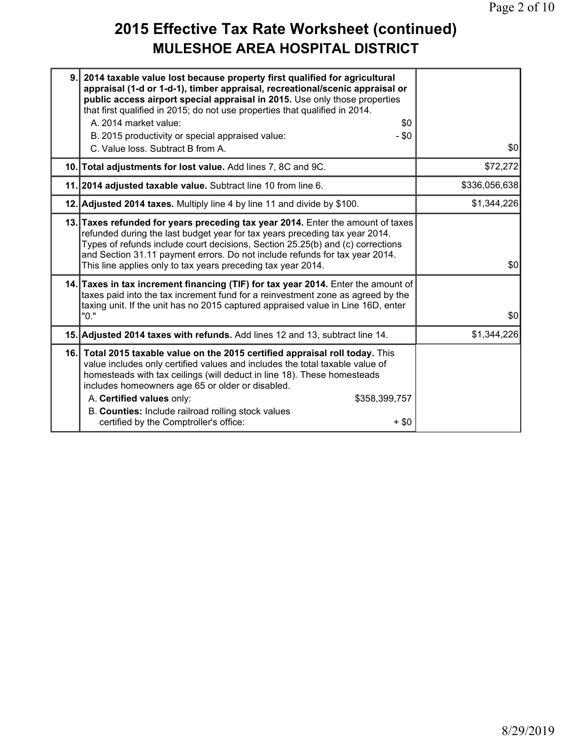# 2015 Effective Tax Rate Worksheet (continued)
## MULESHOE AREA HOSPITAL DISTRICT

| Line | Description | Amount |
|---|---|---|
| 9. | **2014 taxable value lost because property first qualified for agricultural appraisal (1-d or 1-d-1), timber appraisal, recreational/scenic appraisal or public access airport special appraisal in 2015.** Use only those properties that first qualified in 2015; do not use properties that qualified in 2014.<br>A. 2014 market value: $0<br>B. 2015 productivity or special appraised value: - $0<br>C. Value loss. Subtract B from A. | $0 |
| 10. | **Total adjustments for lost value.** Add lines 7, 8C and 9C. | $72,272 |
| 11. | **2014 adjusted taxable value.** Subtract line 10 from line 6. | $336,056,638 |
| 12. | **Adjusted 2014 taxes.** Multiply line 4 by line 11 and divide by $100. | $1,344,226 |
| 13. | **Taxes refunded for years preceding tax year 2014.** Enter the amount of taxes refunded during the last budget year for tax years preceding tax year 2014. Types of refunds include court decisions, Section 25.25(b) and (c) corrections and Section 31.11 payment errors. Do not include refunds for tax year 2014. This line applies only to tax years preceding tax year 2014. | $0 |
| 14. | **Taxes in tax increment financing (TIF) for tax year 2014.** Enter the amount of taxes paid into the tax increment fund for a reinvestment zone as agreed by the taxing unit. If the unit has no 2015 captured appraised value in Line 16D, enter "0." | $0 |
| 15. | **Adjusted 2014 taxes with refunds.** Add lines 12 and 13, subtract line 14. | $1,344,226 |
| 16. | **Total 2015 taxable value on the 2015 certified appraisal roll today.** This value includes only certified values and includes the total taxable value of homesteads with tax ceilings (will deduct in line 18). These homesteads includes homeowners age 65 or older or disabled.<br>A. **Certified values** only: $358,399,757<br>B. **Counties:** Include railroad rolling stock values certified by the Comptroller's office: + $0 | |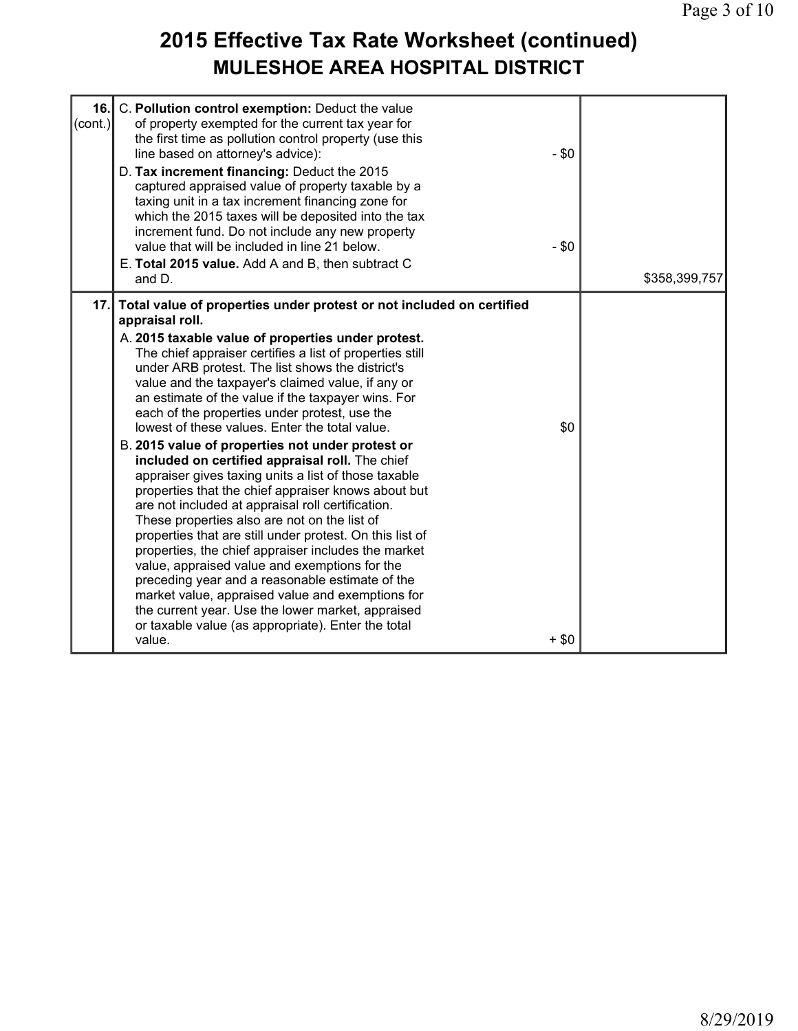# 2015 Effective Tax Rate Worksheet (continued)
## MULESHOE AREA HOSPITAL DISTRICT

| | | | |
|---|---|---|---|
| 16. (cont.) | C. **Pollution control exemption:** Deduct the value of property exempted for the current tax year for the first time as pollution control property (use this line based on attorney's advice):<br>D. **Tax increment financing:** Deduct the 2015 captured appraised value of property taxable by a taxing unit in a tax increment financing zone for which the 2015 taxes will be deposited into the tax increment fund. Do not include any new property value that will be included in line 21 below.<br>E. **Total 2015 value.** Add A and B, then subtract C and D. | - $0<br><br>- $0 | $358,399,757 |
| 17. | **Total value of properties under protest or not included on certified appraisal roll.**<br>A. **2015 taxable value of properties under protest.** The chief appraiser certifies a list of properties still under ARB protest. The list shows the district's value and the taxpayer's claimed value, if any or an estimate of the value if the taxpayer wins. For each of the properties under protest, use the lowest of these values. Enter the total value.<br>B. **2015 value of properties not under protest or included on certified appraisal roll.** The chief appraiser gives taxing units a list of those taxable properties that the chief appraiser knows about but are not included at appraisal roll certification. These properties also are not on the list of properties that are still under protest. On this list of properties, the chief appraiser includes the market value, appraised value and exemptions for the preceding year and a reasonable estimate of the market value, appraised value and exemptions for the current year. Use the lower market, appraised or taxable value (as appropriate). Enter the total value. | $0<br><br>+ $0 | |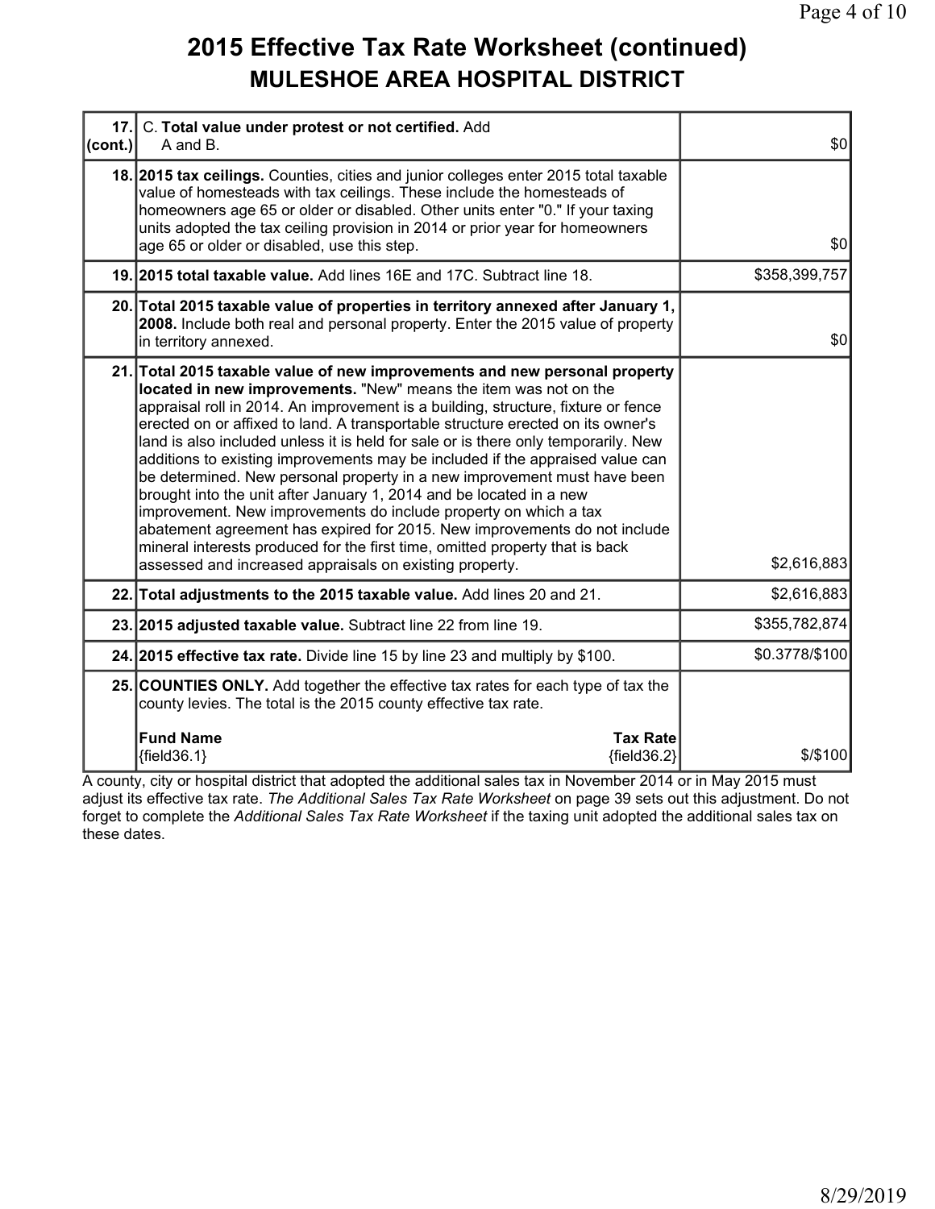# 2015 Effective Tax Rate Worksheet (continued)
## MULESHOE AREA HOSPITAL DISTRICT

| | | |
|---|---|---|
| 17. (cont.) | C. **Total value under protest or not certified.** Add A and B. | $0 |
| 18. | **2015 tax ceilings.** Counties, cities and junior colleges enter 2015 total taxable value of homesteads with tax ceilings. These include the homesteads of homeowners age 65 or older or disabled. Other units enter "0." If your taxing units adopted the tax ceiling provision in 2014 or prior year for homeowners age 65 or older or disabled, use this step. | $0 |
| 19. | **2015 total taxable value.** Add lines 16E and 17C. Subtract line 18. | $358,399,757 |
| 20. | **Total 2015 taxable value of properties in territory annexed after January 1, 2008.** Include both real and personal property. Enter the 2015 value of property in territory annexed. | $0 |
| 21. | **Total 2015 taxable value of new improvements and new personal property located in new improvements.** "New" means the item was not on the appraisal roll in 2014. An improvement is a building, structure, fixture or fence erected on or affixed to land. A transportable structure erected on its owner's land is also included unless it is held for sale or is there only temporarily. New additions to existing improvements may be included if the appraised value can be determined. New personal property in a new improvement must have been brought into the unit after January 1, 2014 and be located in a new improvement. New improvements do include property on which a tax abatement agreement has expired for 2015. New improvements do not include mineral interests produced for the first time, omitted property that is back assessed and increased appraisals on existing property. | $2,616,883 |
| 22. | **Total adjustments to the 2015 taxable value.** Add lines 20 and 21. | $2,616,883 |
| 23. | **2015 adjusted taxable value.** Subtract line 22 from line 19. | $355,782,874 |
| 24. | **2015 effective tax rate.** Divide line 15 by line 23 and multiply by $100. | $0.3778/$100 |
| 25. | **COUNTIES ONLY.** Add together the effective tax rates for each type of tax the county levies. The total is the 2015 county effective tax rate.<br><br>**Fund Name** {field36.1} — **Tax Rate** {field36.2} | $/$100 |

A county, city or hospital district that adopted the additional sales tax in November 2014 or in May 2015 must adjust its effective tax rate. *The Additional Sales Tax Rate Worksheet* on page 39 sets out this adjustment. Do not forget to complete the *Additional Sales Tax Rate Worksheet* if the taxing unit adopted the additional sales tax on these dates.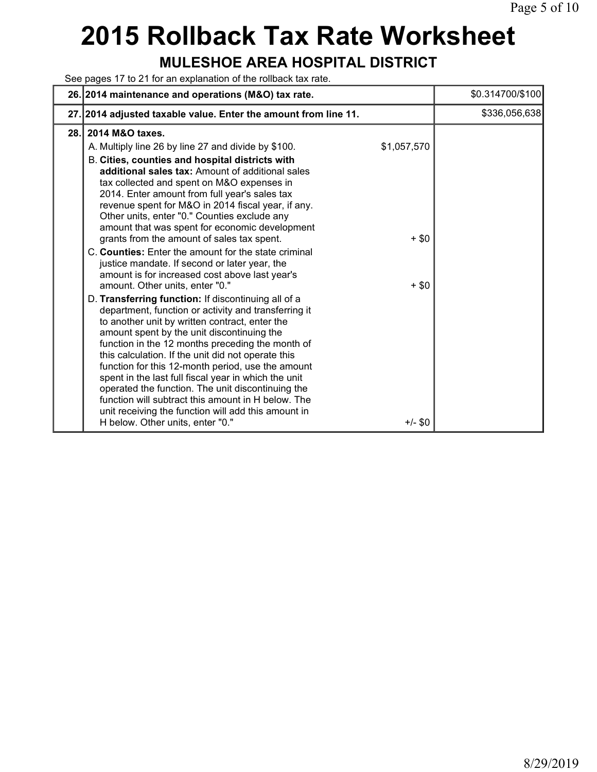# 2015 Rollback Tax Rate Worksheet

## MULESHOE AREA HOSPITAL DISTRICT

See pages 17 to 21 for an explanation of the rollback tax rate.

| | | | |
|---|---|---|---|
| **26.** | **2014 maintenance and operations (M&O) tax rate.** | | $0.314700/$100 |
| **27.** | **2014 adjusted taxable value. Enter the amount from line 11.** | | $336,056,638 |
| **28.** | **2014 M&O taxes.** | | |
| | A. Multiply line 26 by line 27 and divide by $100. | $1,057,570 | |
| | B. **Cities, counties and hospital districts with additional sales tax:** Amount of additional sales tax collected and spent on M&O expenses in 2014. Enter amount from full year's sales tax revenue spent for M&O in 2014 fiscal year, if any. Other units, enter "0." Counties exclude any amount that was spent for economic development grants from the amount of sales tax spent. | + $0 | |
| | C. **Counties:** Enter the amount for the state criminal justice mandate. If second or later year, the amount is for increased cost above last year's amount. Other units, enter "0." | + $0 | |
| | D. **Transferring function:** If discontinuing all of a department, function or activity and transferring it to another unit by written contract, enter the amount spent by the unit discontinuing the function in the 12 months preceding the month of this calculation. If the unit did not operate this function for this 12-month period, use the amount spent in the last full fiscal year in which the unit operated the function. The unit discontinuing the function will subtract this amount in H below. The unit receiving the function will add this amount in H below. Other units, enter "0." | +/- $0 | |

8/29/2019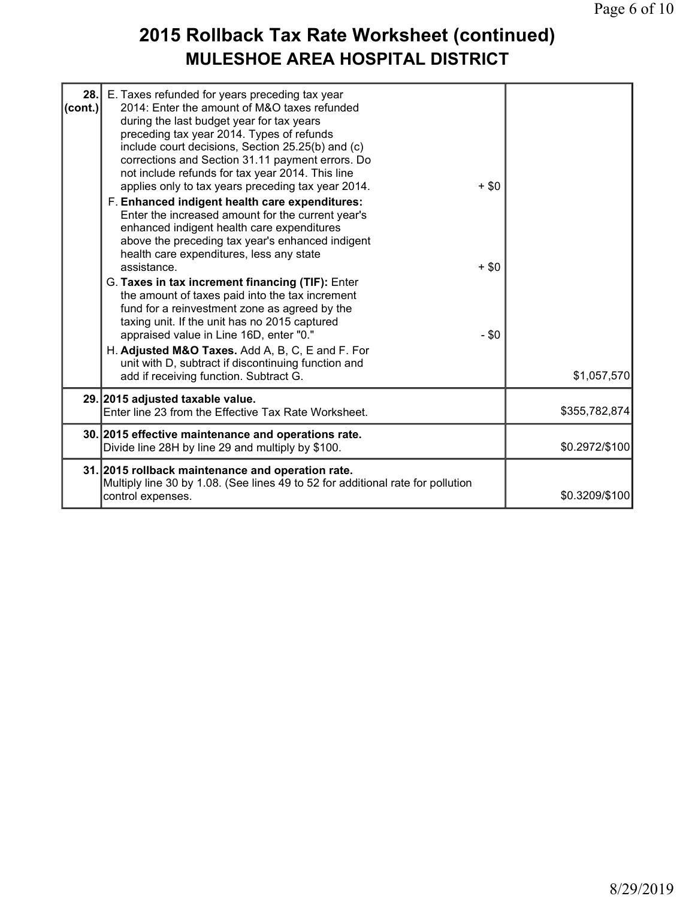# 2015 Rollback Tax Rate Worksheet (continued)
## MULESHOE AREA HOSPITAL DISTRICT

| Line | Description | | Amount |
|---|---|---|---|
| 28. (cont.) | E. Taxes refunded for years preceding tax year 2014: Enter the amount of M&O taxes refunded during the last budget year for tax years preceding tax year 2014. Types of refunds include court decisions, Section 25.25(b) and (c) corrections and Section 31.11 payment errors. Do not include refunds for tax year 2014. This line applies only to tax years preceding tax year 2014. | + $0 | |
| | F. **Enhanced indigent health care expenditures:** Enter the increased amount for the current year's enhanced indigent health care expenditures above the preceding tax year's enhanced indigent health care expenditures, less any state assistance. | + $0 | |
| | G. **Taxes in tax increment financing (TIF):** Enter the amount of taxes paid into the tax increment fund for a reinvestment zone as agreed by the taxing unit. If the unit has no 2015 captured appraised value in Line 16D, enter "0." | - $0 | |
| | H. **Adjusted M&O Taxes.** Add A, B, C, E and F. For unit with D, subtract if discontinuing function and add if receiving function. Subtract G. | | $1,057,570 |
| 29. | **2015 adjusted taxable value.** Enter line 23 from the Effective Tax Rate Worksheet. | | $355,782,874 |
| 30. | **2015 effective maintenance and operations rate.** Divide line 28H by line 29 and multiply by $100. | | $0.2972/$100 |
| 31. | **2015 rollback maintenance and operation rate.** Multiply line 30 by 1.08. (See lines 49 to 52 for additional rate for pollution control expenses. | | $0.3209/$100 |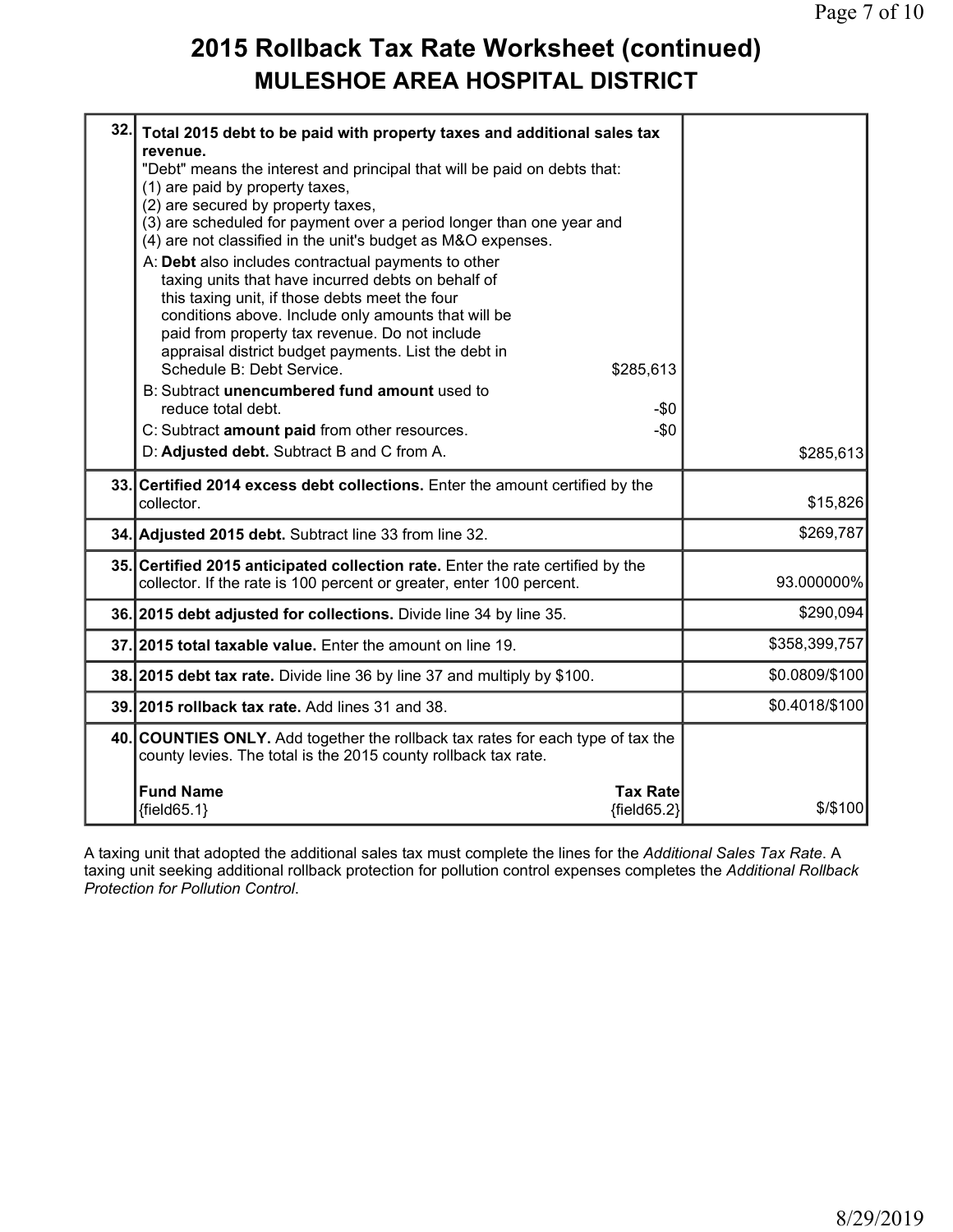# 2015 Rollback Tax Rate Worksheet (continued)

## MULESHOE AREA HOSPITAL DISTRICT

| Line | Description | Amount |
|---|---|---|
| 32. | **Total 2015 debt to be paid with property taxes and additional sales tax revenue.**<br>"Debt" means the interest and principal that will be paid on debts that:<br>(1) are paid by property taxes,<br>(2) are secured by property taxes,<br>(3) are scheduled for payment over a period longer than one year and<br>(4) are not classified in the unit's budget as M&O expenses.<br>A: **Debt** also includes contractual payments to other taxing units that have incurred debts on behalf of this taxing unit, if those debts meet the four conditions above. Include only amounts that will be paid from property tax revenue. Do not include appraisal district budget payments. List the debt in Schedule B: Debt Service. $285,613<br>B: Subtract **unencumbered fund amount** used to reduce total debt. -$0<br>C: Subtract **amount paid** from other resources. -$0<br>D: **Adjusted debt.** Subtract B and C from A. | $285,613 |
| 33. | **Certified 2014 excess debt collections.** Enter the amount certified by the collector. | $15,826 |
| 34. | **Adjusted 2015 debt.** Subtract line 33 from line 32. | $269,787 |
| 35. | **Certified 2015 anticipated collection rate.** Enter the rate certified by the collector. If the rate is 100 percent or greater, enter 100 percent. | 93.000000% |
| 36. | **2015 debt adjusted for collections.** Divide line 34 by line 35. | $290,094 |
| 37. | **2015 total taxable value.** Enter the amount on line 19. | $358,399,757 |
| 38. | **2015 debt tax rate.** Divide line 36 by line 37 and multiply by $100. | $0.0809/$100 |
| 39. | **2015 rollback tax rate.** Add lines 31 and 38. | $0.4018/$100 |
| 40. | **COUNTIES ONLY.** Add together the rollback tax rates for each type of tax the county levies. The total is the 2015 county rollback tax rate.<br>**Fund Name** **Tax Rate**<br>{field65.1} {field65.2} | $/$100 |

A taxing unit that adopted the additional sales tax must complete the lines for the *Additional Sales Tax Rate*. A taxing unit seeking additional rollback protection for pollution control expenses completes the *Additional Rollback Protection for Pollution Control*.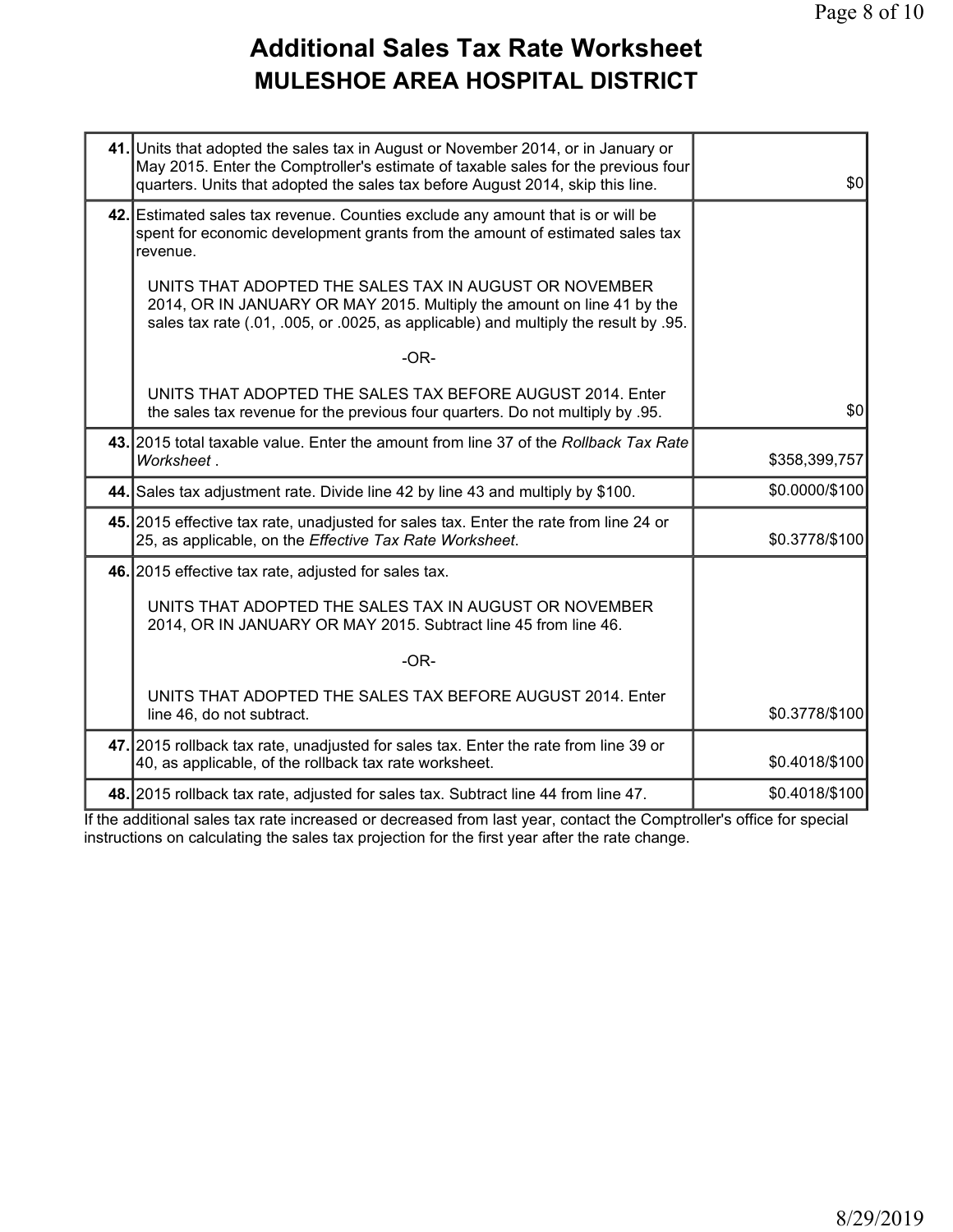# Additional Sales Tax Rate Worksheet

## MULESHOE AREA HOSPITAL DISTRICT

| | | |
|---|---|---|
| **41.** | Units that adopted the sales tax in August or November 2014, or in January or May 2015. Enter the Comptroller's estimate of taxable sales for the previous four quarters. Units that adopted the sales tax before August 2014, skip this line. | $0 |
| **42.** | Estimated sales tax revenue. Counties exclude any amount that is or will be spent for economic development grants from the amount of estimated sales tax revenue.<br><br>UNITS THAT ADOPTED THE SALES TAX IN AUGUST OR NOVEMBER 2014, OR IN JANUARY OR MAY 2015. Multiply the amount on line 41 by the sales tax rate (.01, .005, or .0025, as applicable) and multiply the result by .95.<br><br>-OR-<br><br>UNITS THAT ADOPTED THE SALES TAX BEFORE AUGUST 2014. Enter the sales tax revenue for the previous four quarters. Do not multiply by .95. | $0 |
| **43.** | 2015 total taxable value. Enter the amount from line 37 of the *Rollback Tax Rate Worksheet* . | $358,399,757 |
| **44.** | Sales tax adjustment rate. Divide line 42 by line 43 and multiply by $100. | $0.0000/$100 |
| **45.** | 2015 effective tax rate, unadjusted for sales tax. Enter the rate from line 24 or 25, as applicable, on the *Effective Tax Rate Worksheet*. | $0.3778/$100 |
| **46.** | 2015 effective tax rate, adjusted for sales tax.<br><br>UNITS THAT ADOPTED THE SALES TAX IN AUGUST OR NOVEMBER 2014, OR IN JANUARY OR MAY 2015. Subtract line 45 from line 46.<br><br>-OR-<br><br>UNITS THAT ADOPTED THE SALES TAX BEFORE AUGUST 2014. Enter line 46, do not subtract. | $0.3778/$100 |
| **47.** | 2015 rollback tax rate, unadjusted for sales tax. Enter the rate from line 39 or 40, as applicable, of the rollback tax rate worksheet. | $0.4018/$100 |
| **48.** | 2015 rollback tax rate, adjusted for sales tax. Subtract line 44 from line 47. | $0.4018/$100 |

If the additional sales tax rate increased or decreased from last year, contact the Comptroller's office for special instructions on calculating the sales tax projection for the first year after the rate change.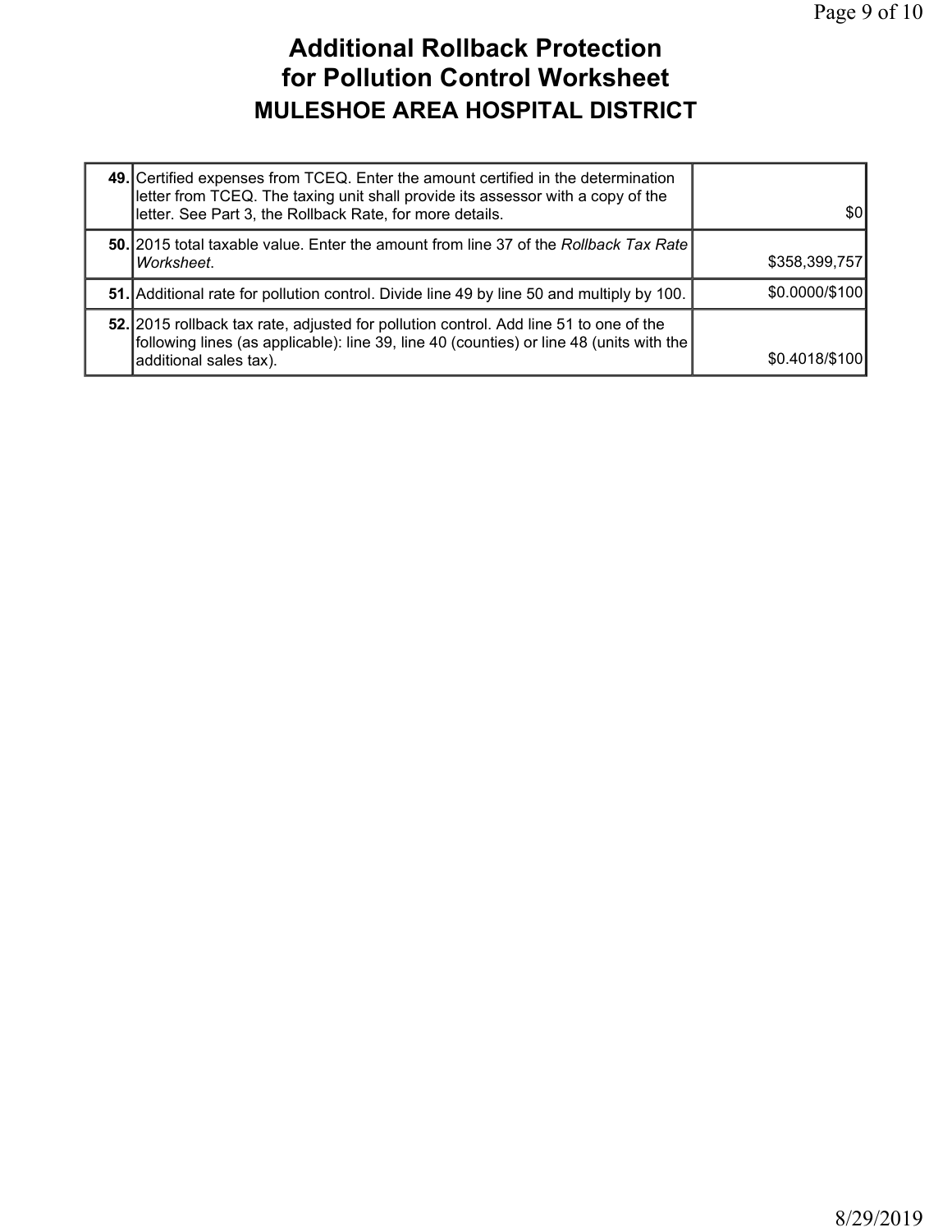# Additional Rollback Protection for Pollution Control Worksheet

## MULESHOE AREA HOSPITAL DISTRICT

| | | |
|---|---|---|
| **49.** | Certified expenses from TCEQ. Enter the amount certified in the determination letter from TCEQ. The taxing unit shall provide its assessor with a copy of the letter. See Part 3, the Rollback Rate, for more details. | $0 |
| **50.** | 2015 total taxable value. Enter the amount from line 37 of the *Rollback Tax Rate Worksheet*. | $358,399,757 |
| **51.** | Additional rate for pollution control. Divide line 49 by line 50 and multiply by 100. | $0.0000/$100 |
| **52.** | 2015 rollback tax rate, adjusted for pollution control. Add line 51 to one of the following lines (as applicable): line 39, line 40 (counties) or line 48 (units with the additional sales tax). | $0.4018/$100 |

8/29/2019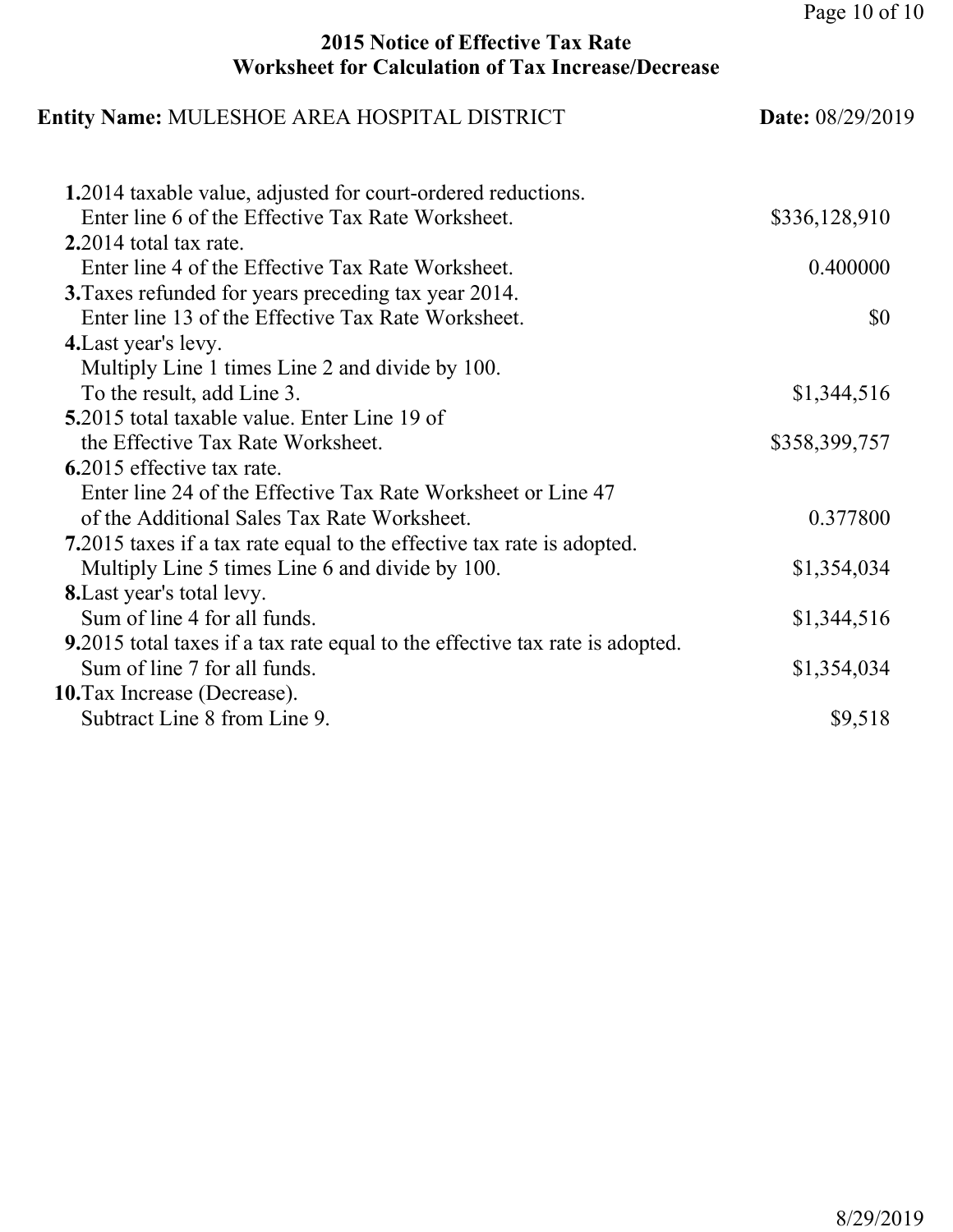## 2015 Notice of Effective Tax Rate
## Worksheet for Calculation of Tax Increase/Decrease

**Entity Name:** MULESHOE AREA HOSPITAL DISTRICT **Date:** 08/29/2019

| | |
|---|---|
| **1.** 2014 taxable value, adjusted for court-ordered reductions. Enter line 6 of the Effective Tax Rate Worksheet. | $336,128,910 |
| **2.** 2014 total tax rate. Enter line 4 of the Effective Tax Rate Worksheet. | 0.400000 |
| **3.** Taxes refunded for years preceding tax year 2014. Enter line 13 of the Effective Tax Rate Worksheet. | $0 |
| **4.** Last year's levy. Multiply Line 1 times Line 2 and divide by 100. To the result, add Line 3. | $1,344,516 |
| **5.** 2015 total taxable value. Enter Line 19 of the Effective Tax Rate Worksheet. | $358,399,757 |
| **6.** 2015 effective tax rate. Enter line 24 of the Effective Tax Rate Worksheet or Line 47 of the Additional Sales Tax Rate Worksheet. | 0.377800 |
| **7.** 2015 taxes if a tax rate equal to the effective tax rate is adopted. Multiply Line 5 times Line 6 and divide by 100. | $1,354,034 |
| **8.** Last year's total levy. Sum of line 4 for all funds. | $1,344,516 |
| **9.** 2015 total taxes if a tax rate equal to the effective tax rate is adopted. Sum of line 7 for all funds. | $1,354,034 |
| **10.** Tax Increase (Decrease). Subtract Line 8 from Line 9. | $9,518 |